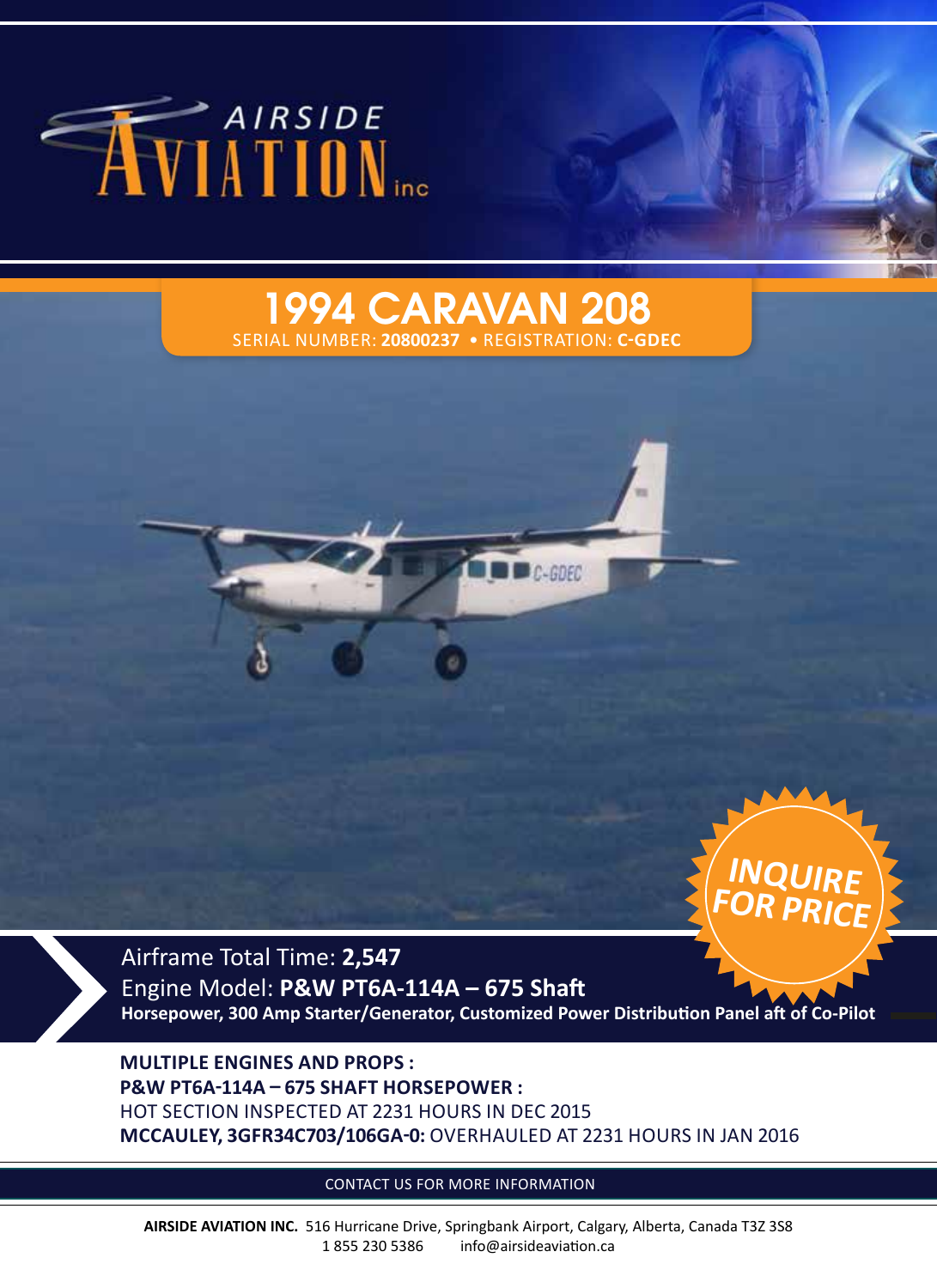AIRSIDE AVIATION inc

# 1994 CARAVAN 208

SERIAL NUMBER: **20800237** • REGISTRATION: **C-GDEC**

INQUIRE FOR PRICE

Airframe Total Time: **2,547**

Engine Model: **P&W PT6A-114A – 675 Shaft**

**Horsepower, 300 Amp Starter/Generator, Customized Power Distribution Panel aft of Co-Pilot**

**MULTIPLE ENGINES AND PROPS :**

**P&W PT6A-114A – 675 SHAFT HORSEPOWER :**

HOT SECTION INSPECTED AT 2231 HOURS IN DEC 2015

**MCCAULEY, 3GFR34C703/106GA-0:** OVERHAULED AT 2231 HOURS IN JAN 2016

CONTACT US FOR MORE INFORMATION

**AIRSIDE AVIATION INC.** 516 Hurricane Drive, Springbank Airport, Calgary, Alberta, Canada T3Z 3S8
1 855 230 5386 info@airsideaviation.ca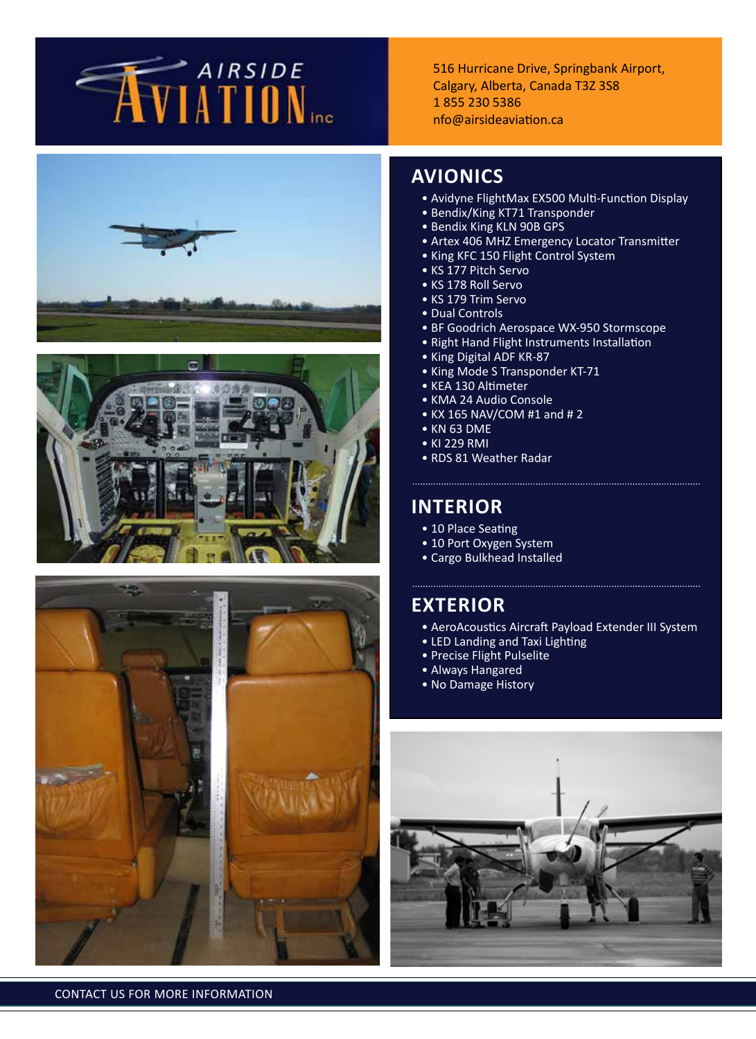# AIRSIDE AVIATION inc

516 Hurricane Drive, Springbank Airport,
Calgary, Alberta, Canada T3Z 3S8
1 855 230 5386
nfo@airsideaviation.ca

## AVIONICS

- Avidyne FlightMax EX500 Multi-Function Display
- Bendix/King KT71 Transponder
- Bendix King KLN 90B GPS
- Artex 406 MHZ Emergency Locator Transmitter
- King KFC 150 Flight Control System
- KS 177 Pitch Servo
- KS 178 Roll Servo
- KS 179 Trim Servo
- Dual Controls
- BF Goodrich Aerospace WX-950 Stormscope
- Right Hand Flight Instruments Installation
- King Digital ADF KR-87
- King Mode S Transponder KT-71
- KEA 130 Altimeter
- KMA 24 Audio Console
- KX 165 NAV/COM #1 and # 2
- KN 63 DME
- KI 229 RMI
- RDS 81 Weather Radar

## INTERIOR

- 10 Place Seating
- 10 Port Oxygen System
- Cargo Bulkhead Installed

## EXTERIOR

- AeroAcoustics Aircraft Payload Extender III System
- LED Landing and Taxi Lighting
- Precise Flight Pulselite
- Always Hangared
- No Damage History

CONTACT US FOR MORE INFORMATION